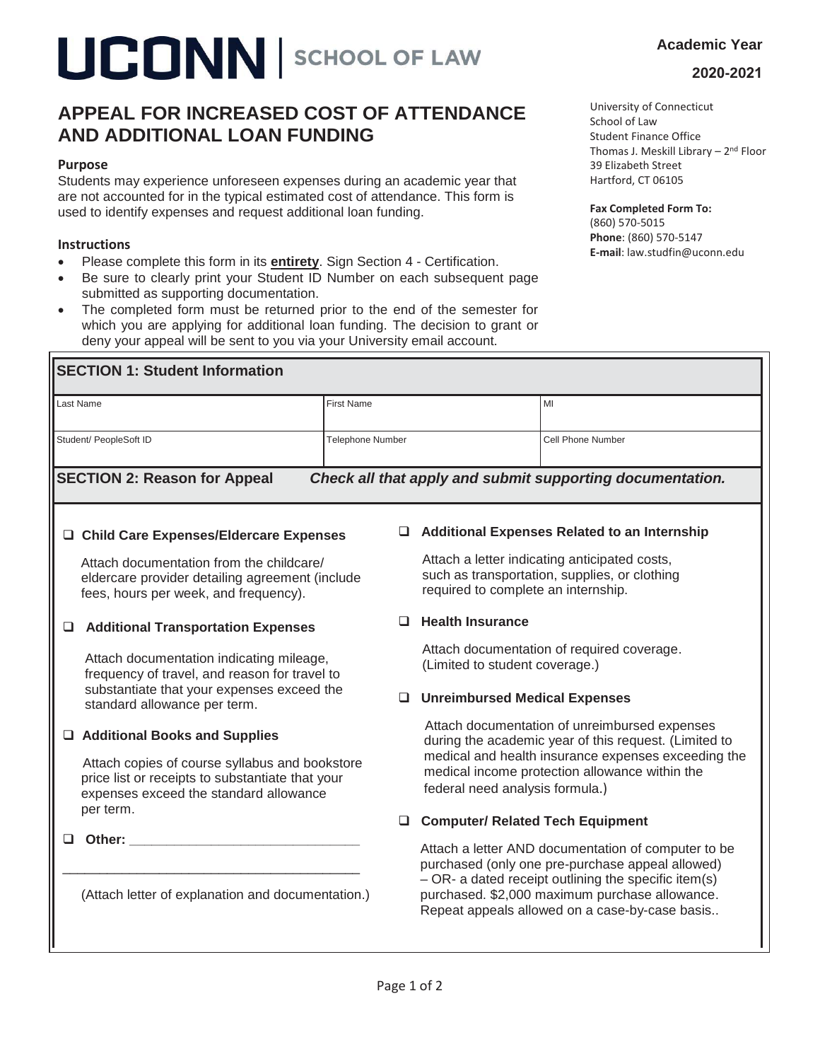# UCONN | SCHOOL OF LAW

**Academic Year**

**2020-2021**

University of Connecticut
School of Law
Student Finance Office
Thomas J. Meskill Library – 2nd Floor
39 Elizabeth Street
Hartford, CT 06105

**Fax Completed Form To:**
(860) 570-5015
**Phone**: (860) 570-5147
**E-mail**: law.studfin@uconn.edu

## APPEAL FOR INCREASED COST OF ATTENDANCE AND ADDITIONAL LOAN FUNDING

### Purpose

Students may experience unforeseen expenses during an academic year that are not accounted for in the typical estimated cost of attendance. This form is used to identify expenses and request additional loan funding.

### Instructions

- Please complete this form in its **entirety**. Sign Section 4 - Certification.
- Be sure to clearly print your Student ID Number on each subsequent page submitted as supporting documentation.
- The completed form must be returned prior to the end of the semester for which you are applying for additional loan funding. The decision to grant or deny your appeal will be sent to you via your University email account.

### SECTION 1: Student Information

| Last Name | First Name | MI |
|---|---|---|
| Student/ PeopleSoft ID | Telephone Number | Cell Phone Number |

### SECTION 2: Reason for Appeal *Check all that apply and submit supporting documentation.*

- ❑ **Child Care Expenses/Eldercare Expenses**

  Attach documentation from the childcare/ eldercare provider detailing agreement (include fees, hours per week, and frequency).

- ❑ **Additional Transportation Expenses**

  Attach documentation indicating mileage, frequency of travel, and reason for travel to substantiate that your expenses exceed the standard allowance per term.

- ❑ **Additional Books and Supplies**

  Attach copies of course syllabus and bookstore price list or receipts to substantiate that your expenses exceed the standard allowance per term.

- ❑ **Other:** ______________________________

  ________________________________________

  (Attach letter of explanation and documentation.)

- ❑ **Additional Expenses Related to an Internship**

  Attach a letter indicating anticipated costs, such as transportation, supplies, or clothing required to complete an internship.

- ❑ **Health Insurance**

  Attach documentation of required coverage. (Limited to student coverage.)

- ❑ **Unreimbursed Medical Expenses**

  Attach documentation of unreimbursed expenses during the academic year of this request. (Limited to medical and health insurance expenses exceeding the medical income protection allowance within the federal need analysis formula.)

- ❑ **Computer/ Related Tech Equipment**

  Attach a letter AND documentation of computer to be purchased (only one pre-purchase appeal allowed) – OR- a dated receipt outlining the specific item(s) purchased. $2,000 maximum purchase allowance. Repeat appeals allowed on a case-by-case basis..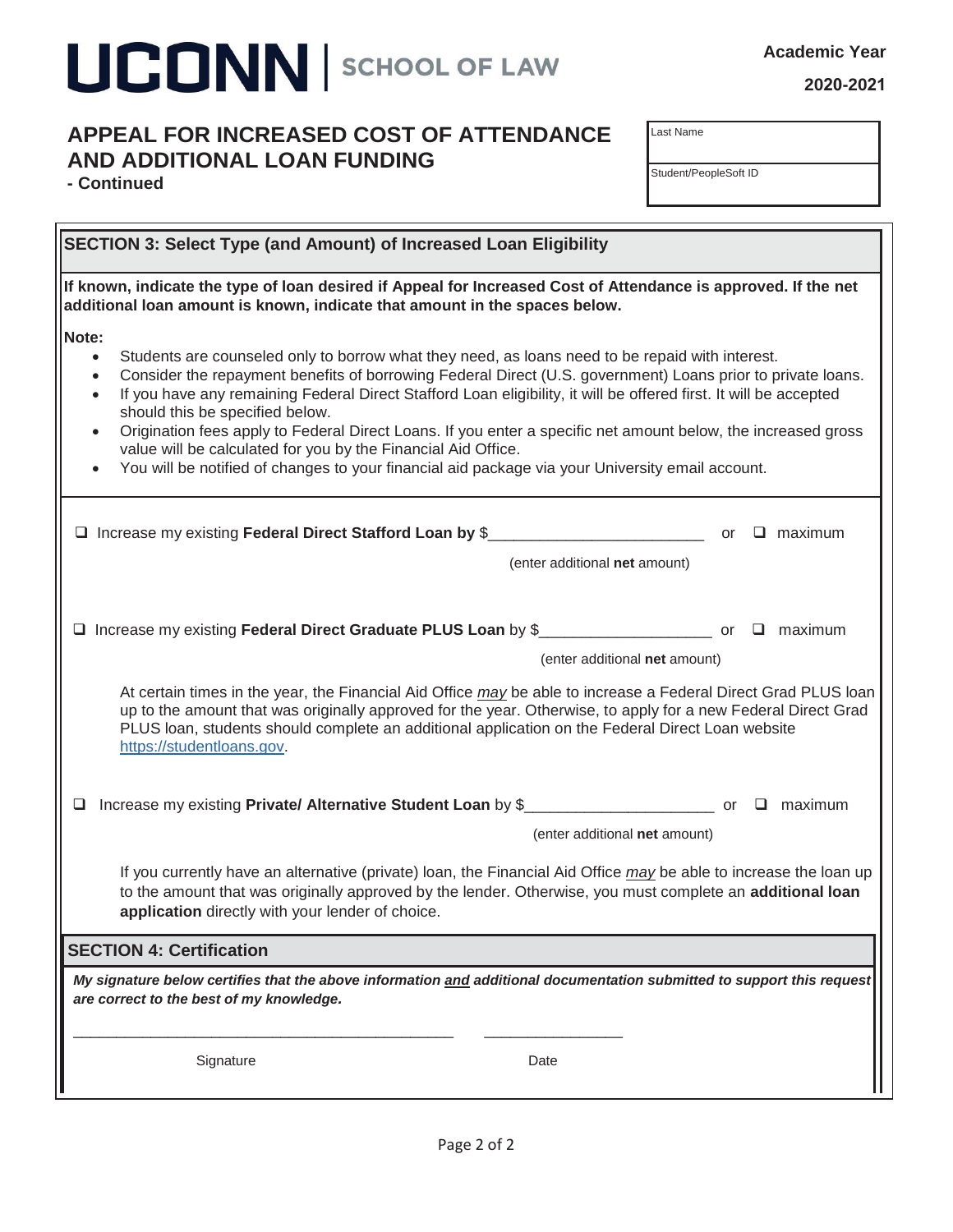UCONN | SCHOOL OF LAW

**Academic Year**

**2020-2021**

# APPEAL FOR INCREASED COST OF ATTENDANCE AND ADDITIONAL LOAN FUNDING

**- Continued**

| |
|---|
| Last Name |
| Student/PeopleSoft ID |

## SECTION 3: Select Type (and Amount) of Increased Loan Eligibility

**If known, indicate the type of loan desired if Appeal for Increased Cost of Attendance is approved. If the net additional loan amount is known, indicate that amount in the spaces below.**

**Note:**

- Students are counseled only to borrow what they need, as loans need to be repaid with interest.
- Consider the repayment benefits of borrowing Federal Direct (U.S. government) Loans prior to private loans.
- If you have any remaining Federal Direct Stafford Loan eligibility, it will be offered first. It will be accepted should this be specified below.
- Origination fees apply to Federal Direct Loans. If you enter a specific net amount below, the increased gross value will be calculated for you by the Financial Aid Office.
- You will be notified of changes to your financial aid package via your University email account.

☐ Increase my existing **Federal Direct Stafford Loan by** $________________________ or ☐ maximum

(enter additional **net** amount)

☐ Increase my existing **Federal Direct Graduate PLUS Loan** by $___________________ or ☐ maximum

(enter additional **net** amount)

At certain times in the year, the Financial Aid Office *may* be able to increase a Federal Direct Grad PLUS loan up to the amount that was originally approved for the year. Otherwise, to apply for a new Federal Direct Grad PLUS loan, students should complete an additional application on the Federal Direct Loan website https://studentloans.gov.

☐ Increase my existing **Private/ Alternative Student Loan** by $_____________________ or ☐ maximum

(enter additional **net** amount)

If you currently have an alternative (private) loan, the Financial Aid Office *may* be able to increase the loan up to the amount that was originally approved by the lender. Otherwise, you must complete an **additional loan application** directly with your lender of choice.

## SECTION 4: Certification

***My signature below certifies that the above information and additional documentation submitted to support this request are correct to the best of my knowledge.***

_____________________________________________ ________________

Signature Date